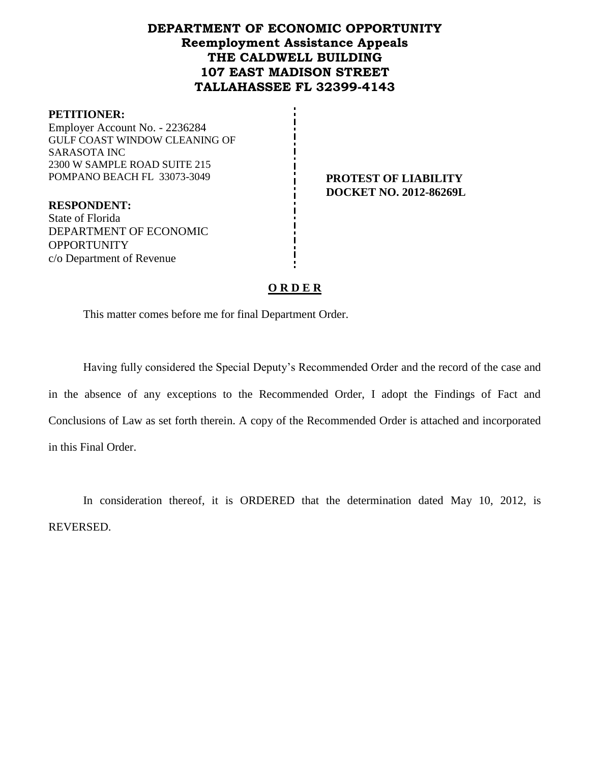# DEPARTMENT OF ECONOMIC OPPORTUNITY
## Reemployment Assistance Appeals
## THE CALDWELL BUILDING
## 107 EAST MADISON STREET
## TALLAHASSEE FL 32399-4143

**PETITIONER:**
Employer Account No. - 2236284
GULF COAST WINDOW CLEANING OF SARASOTA INC
2300 W SAMPLE ROAD SUITE 215
POMPANO BEACH FL 33073-3049

**PROTEST OF LIABILITY**
**DOCKET NO. 2012-86269L**

**RESPONDENT:**
State of Florida
DEPARTMENT OF ECONOMIC OPPORTUNITY
c/o Department of Revenue

**O R D E R**

This matter comes before me for final Department Order.

Having fully considered the Special Deputy's Recommended Order and the record of the case and in the absence of any exceptions to the Recommended Order, I adopt the Findings of Fact and Conclusions of Law as set forth therein. A copy of the Recommended Order is attached and incorporated in this Final Order.

In consideration thereof, it is ORDERED that the determination dated May 10, 2012, is REVERSED.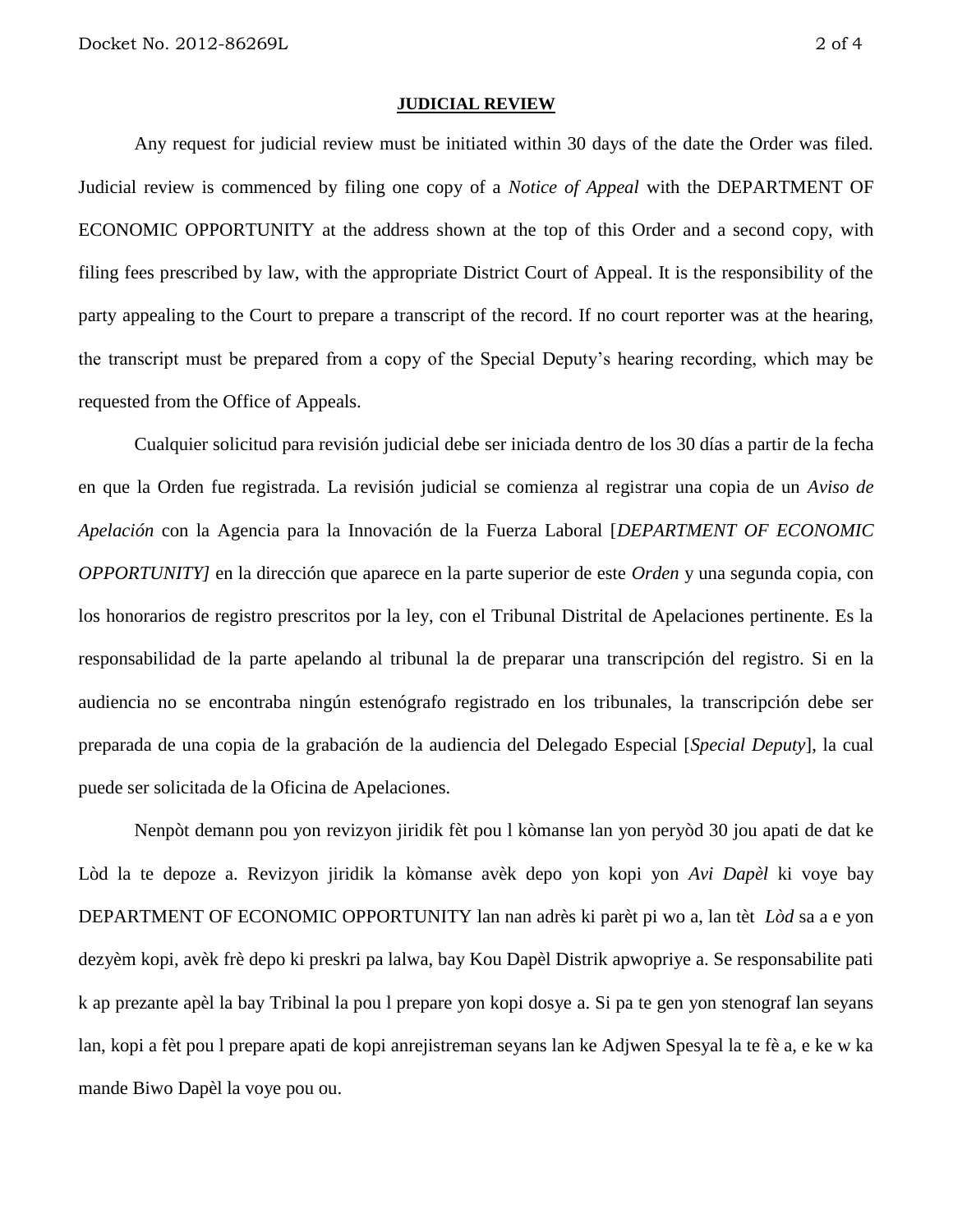**JUDICIAL REVIEW**

Any request for judicial review must be initiated within 30 days of the date the Order was filed. Judicial review is commenced by filing one copy of a *Notice of Appeal* with the DEPARTMENT OF ECONOMIC OPPORTUNITY at the address shown at the top of this Order and a second copy, with filing fees prescribed by law, with the appropriate District Court of Appeal. It is the responsibility of the party appealing to the Court to prepare a transcript of the record. If no court reporter was at the hearing, the transcript must be prepared from a copy of the Special Deputy's hearing recording, which may be requested from the Office of Appeals.

Cualquier solicitud para revisión judicial debe ser iniciada dentro de los 30 días a partir de la fecha en que la Orden fue registrada. La revisión judicial se comienza al registrar una copia de un *Aviso de Apelación* con la Agencia para la Innovación de la Fuerza Laboral [*DEPARTMENT OF ECONOMIC OPPORTUNITY]* en la dirección que aparece en la parte superior de este *Orden* y una segunda copia, con los honorarios de registro prescritos por la ley, con el Tribunal Distrital de Apelaciones pertinente. Es la responsabilidad de la parte apelando al tribunal la de preparar una transcripción del registro. Si en la audiencia no se encontraba ningún estenógrafo registrado en los tribunales, la transcripción debe ser preparada de una copia de la grabación de la audiencia del Delegado Especial [*Special Deputy*], la cual puede ser solicitada de la Oficina de Apelaciones.

Nenpòt demann pou yon revizyon jiridik fèt pou l kòmanse lan yon peryòd 30 jou apati de dat ke Lòd la te depoze a. Revizyon jiridik la kòmanse avèk depo yon kopi yon *Avi Dapèl* ki voye bay DEPARTMENT OF ECONOMIC OPPORTUNITY lan nan adrès ki parèt pi wo a, lan tèt *Lòd* sa a e yon dezyèm kopi, avèk frè depo ki preskri pa lalwa, bay Kou Dapèl Distrik apwopriye a. Se responsabilite pati k ap prezante apèl la bay Tribinal la pou l prepare yon kopi dosye a. Si pa te gen yon stenograf lan seyans lan, kopi a fèt pou l prepare apati de kopi anrejistreman seyans lan ke Adjwen Spesyal la te fè a, e ke w ka mande Biwo Dapèl la voye pou ou.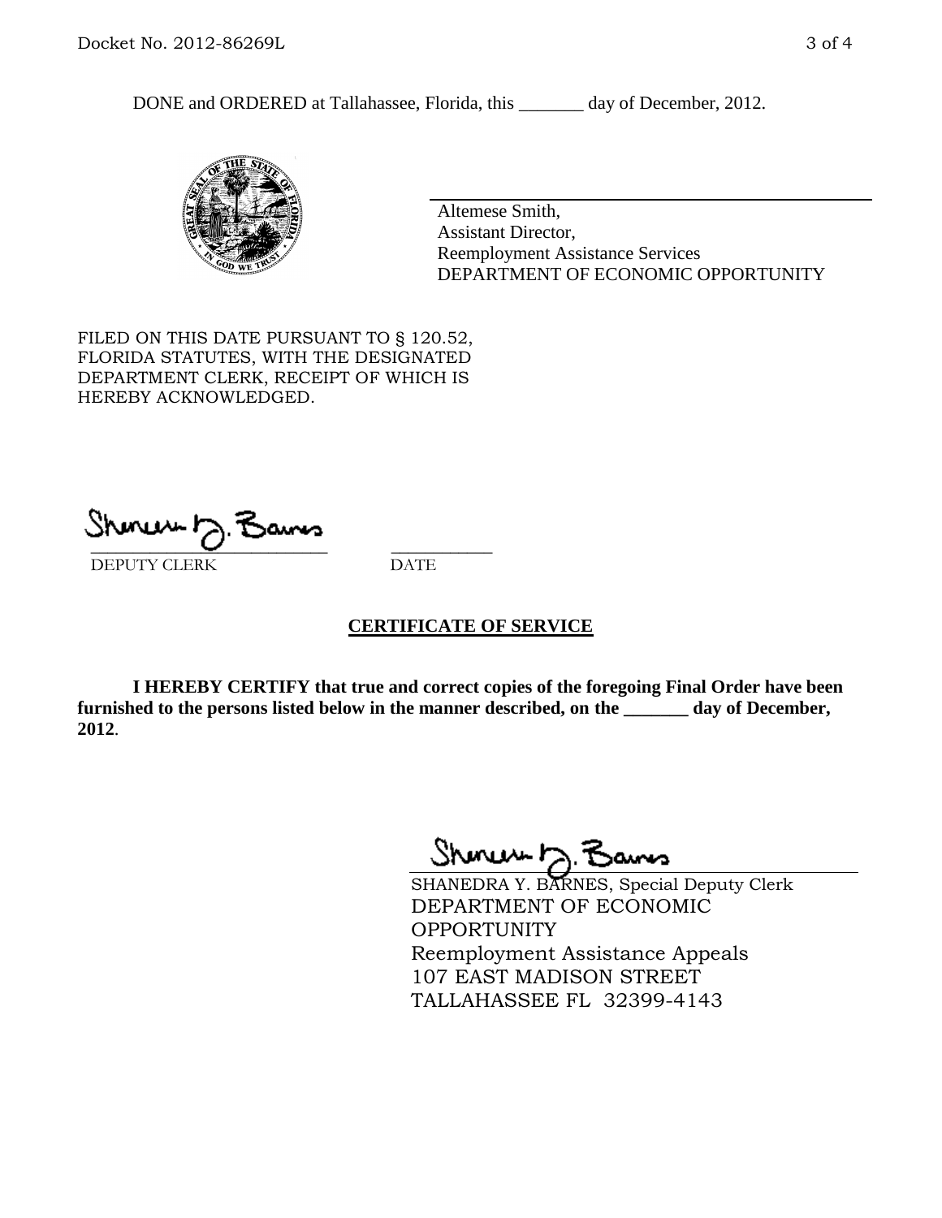DONE and ORDERED at Tallahassee, Florida, this _______ day of December, 2012.

Altemese Smith,
Assistant Director,
Reemployment Assistance Services
DEPARTMENT OF ECONOMIC OPPORTUNITY

FILED ON THIS DATE PURSUANT TO § 120.52, FLORIDA STATUTES, WITH THE DESIGNATED DEPARTMENT CLERK, RECEIPT OF WHICH IS HEREBY ACKNOWLEDGED.

___________________________ ___________
DEPUTY CLERK DATE

## CERTIFICATE OF SERVICE

**I HEREBY CERTIFY that true and correct copies of the foregoing Final Order have been furnished to the persons listed below in the manner described, on the _______ day of December, 2012**.

SHANEDRA Y. BARNES, Special Deputy Clerk
DEPARTMENT OF ECONOMIC OPPORTUNITY
Reemployment Assistance Appeals
107 EAST MADISON STREET
TALLAHASSEE FL 32399-4143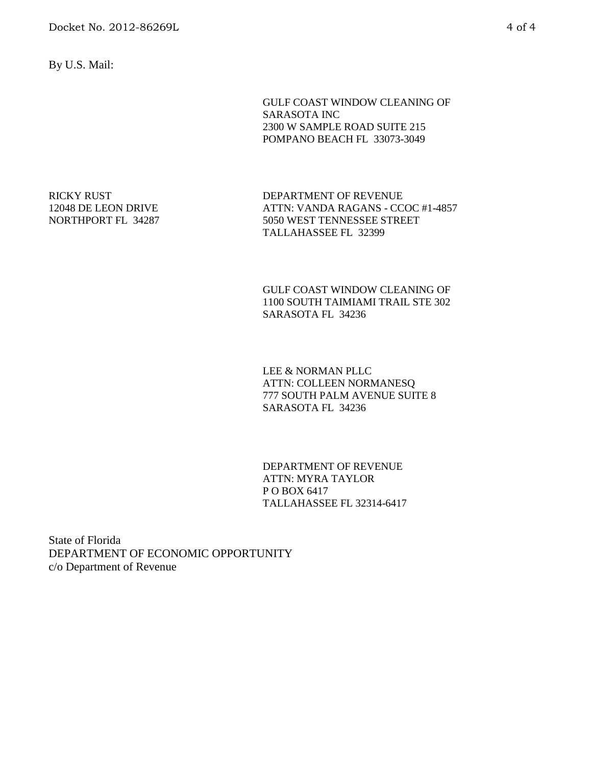By U.S. Mail:

GULF COAST WINDOW CLEANING OF
SARASOTA INC
2300 W SAMPLE ROAD SUITE 215
POMPANO BEACH FL 33073-3049

RICKY RUST
12048 DE LEON DRIVE
NORTHPORT FL 34287

DEPARTMENT OF REVENUE
ATTN: VANDA RAGANS - CCOC #1-4857
5050 WEST TENNESSEE STREET
TALLAHASSEE FL 32399

GULF COAST WINDOW CLEANING OF
1100 SOUTH TAIMIAMI TRAIL STE 302
SARASOTA FL 34236

LEE & NORMAN PLLC
ATTN: COLLEEN NORMANESQ
777 SOUTH PALM AVENUE SUITE 8
SARASOTA FL 34236

DEPARTMENT OF REVENUE
ATTN: MYRA TAYLOR
P O BOX 6417
TALLAHASSEE FL 32314-6417

State of Florida
DEPARTMENT OF ECONOMIC OPPORTUNITY
c/o Department of Revenue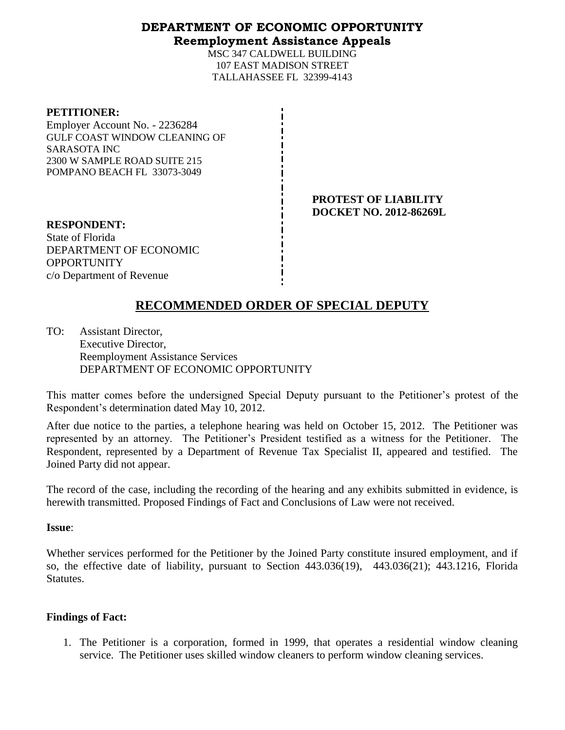**DEPARTMENT OF ECONOMIC OPPORTUNITY**
**Reemployment Assistance Appeals**

MSC 347 CALDWELL BUILDING
107 EAST MADISON STREET
TALLAHASSEE FL 32399-4143

**PETITIONER:**
Employer Account No. - 2236284
GULF COAST WINDOW CLEANING OF SARASOTA INC
2300 W SAMPLE ROAD SUITE 215
POMPANO BEACH FL 33073-3049

**PROTEST OF LIABILITY**
**DOCKET NO. 2012-86269L**

**RESPONDENT:**
State of Florida
DEPARTMENT OF ECONOMIC OPPORTUNITY
c/o Department of Revenue

## RECOMMENDED ORDER OF SPECIAL DEPUTY

TO: Assistant Director,
Executive Director,
Reemployment Assistance Services
DEPARTMENT OF ECONOMIC OPPORTUNITY

This matter comes before the undersigned Special Deputy pursuant to the Petitioner's protest of the Respondent's determination dated May 10, 2012.

After due notice to the parties, a telephone hearing was held on October 15, 2012. The Petitioner was represented by an attorney. The Petitioner's President testified as a witness for the Petitioner. The Respondent, represented by a Department of Revenue Tax Specialist II, appeared and testified. The Joined Party did not appear.

The record of the case, including the recording of the hearing and any exhibits submitted in evidence, is herewith transmitted. Proposed Findings of Fact and Conclusions of Law were not received.

**Issue**:

Whether services performed for the Petitioner by the Joined Party constitute insured employment, and if so, the effective date of liability, pursuant to Section 443.036(19), 443.036(21); 443.1216, Florida Statutes.

**Findings of Fact:**

1. The Petitioner is a corporation, formed in 1999, that operates a residential window cleaning service. The Petitioner uses skilled window cleaners to perform window cleaning services.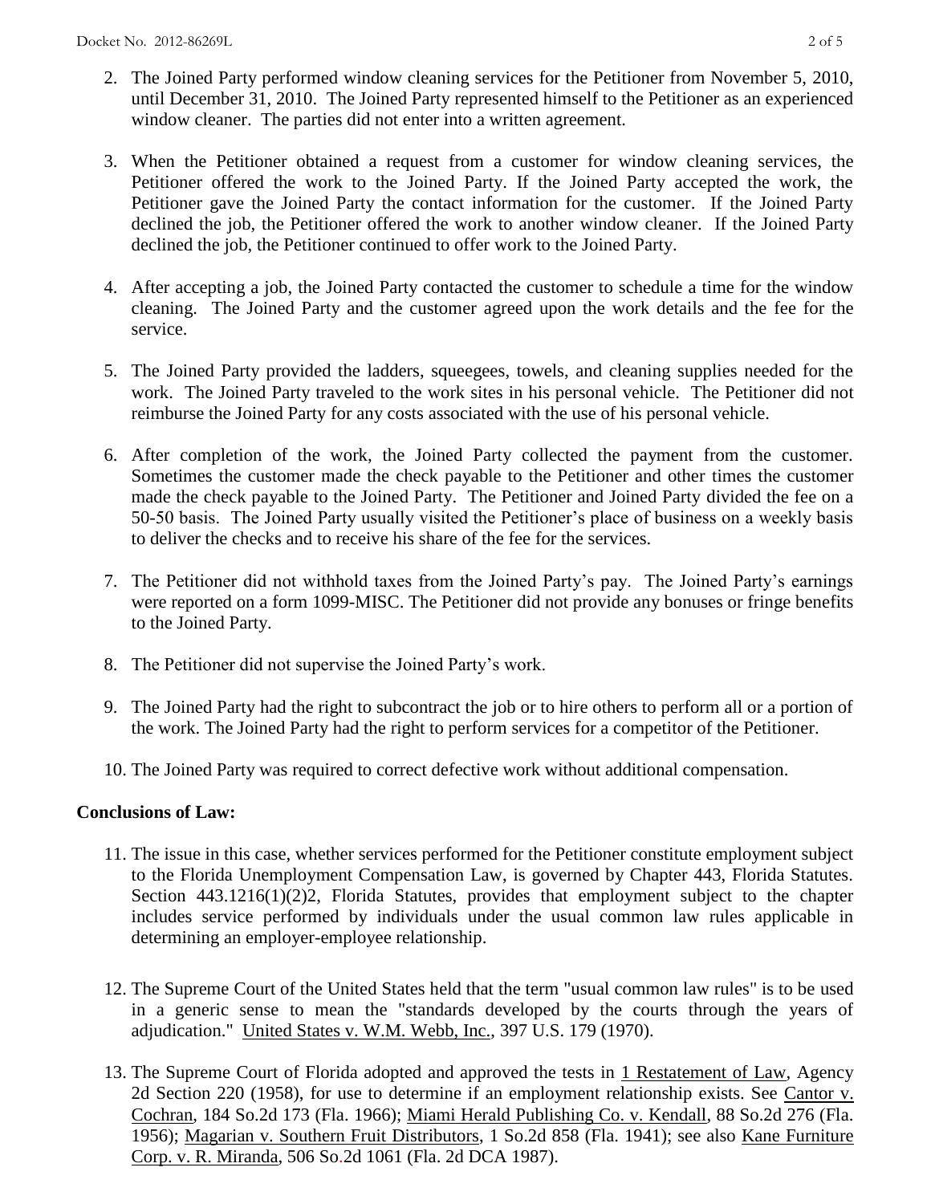2. The Joined Party performed window cleaning services for the Petitioner from November 5, 2010, until December 31, 2010. The Joined Party represented himself to the Petitioner as an experienced window cleaner. The parties did not enter into a written agreement.

3. When the Petitioner obtained a request from a customer for window cleaning services, the Petitioner offered the work to the Joined Party. If the Joined Party accepted the work, the Petitioner gave the Joined Party the contact information for the customer. If the Joined Party declined the job, the Petitioner offered the work to another window cleaner. If the Joined Party declined the job, the Petitioner continued to offer work to the Joined Party.

4. After accepting a job, the Joined Party contacted the customer to schedule a time for the window cleaning. The Joined Party and the customer agreed upon the work details and the fee for the service.

5. The Joined Party provided the ladders, squeegees, towels, and cleaning supplies needed for the work. The Joined Party traveled to the work sites in his personal vehicle. The Petitioner did not reimburse the Joined Party for any costs associated with the use of his personal vehicle.

6. After completion of the work, the Joined Party collected the payment from the customer. Sometimes the customer made the check payable to the Petitioner and other times the customer made the check payable to the Joined Party. The Petitioner and Joined Party divided the fee on a 50-50 basis. The Joined Party usually visited the Petitioner's place of business on a weekly basis to deliver the checks and to receive his share of the fee for the services.

7. The Petitioner did not withhold taxes from the Joined Party's pay. The Joined Party's earnings were reported on a form 1099-MISC. The Petitioner did not provide any bonuses or fringe benefits to the Joined Party.

8. The Petitioner did not supervise the Joined Party's work.

9. The Joined Party had the right to subcontract the job or to hire others to perform all or a portion of the work. The Joined Party had the right to perform services for a competitor of the Petitioner.

10. The Joined Party was required to correct defective work without additional compensation.

**Conclusions of Law:**

11. The issue in this case, whether services performed for the Petitioner constitute employment subject to the Florida Unemployment Compensation Law, is governed by Chapter 443, Florida Statutes. Section 443.1216(1)(2)2, Florida Statutes, provides that employment subject to the chapter includes service performed by individuals under the usual common law rules applicable in determining an employer-employee relationship.

12. The Supreme Court of the United States held that the term "usual common law rules" is to be used in a generic sense to mean the "standards developed by the courts through the years of adjudication." United States v. W.M. Webb, Inc., 397 U.S. 179 (1970).

13. The Supreme Court of Florida adopted and approved the tests in 1 Restatement of Law, Agency 2d Section 220 (1958), for use to determine if an employment relationship exists. See Cantor v. Cochran, 184 So.2d 173 (Fla. 1966); Miami Herald Publishing Co. v. Kendall, 88 So.2d 276 (Fla. 1956); Magarian v. Southern Fruit Distributors, 1 So.2d 858 (Fla. 1941); see also Kane Furniture Corp. v. R. Miranda, 506 So.2d 1061 (Fla. 2d DCA 1987).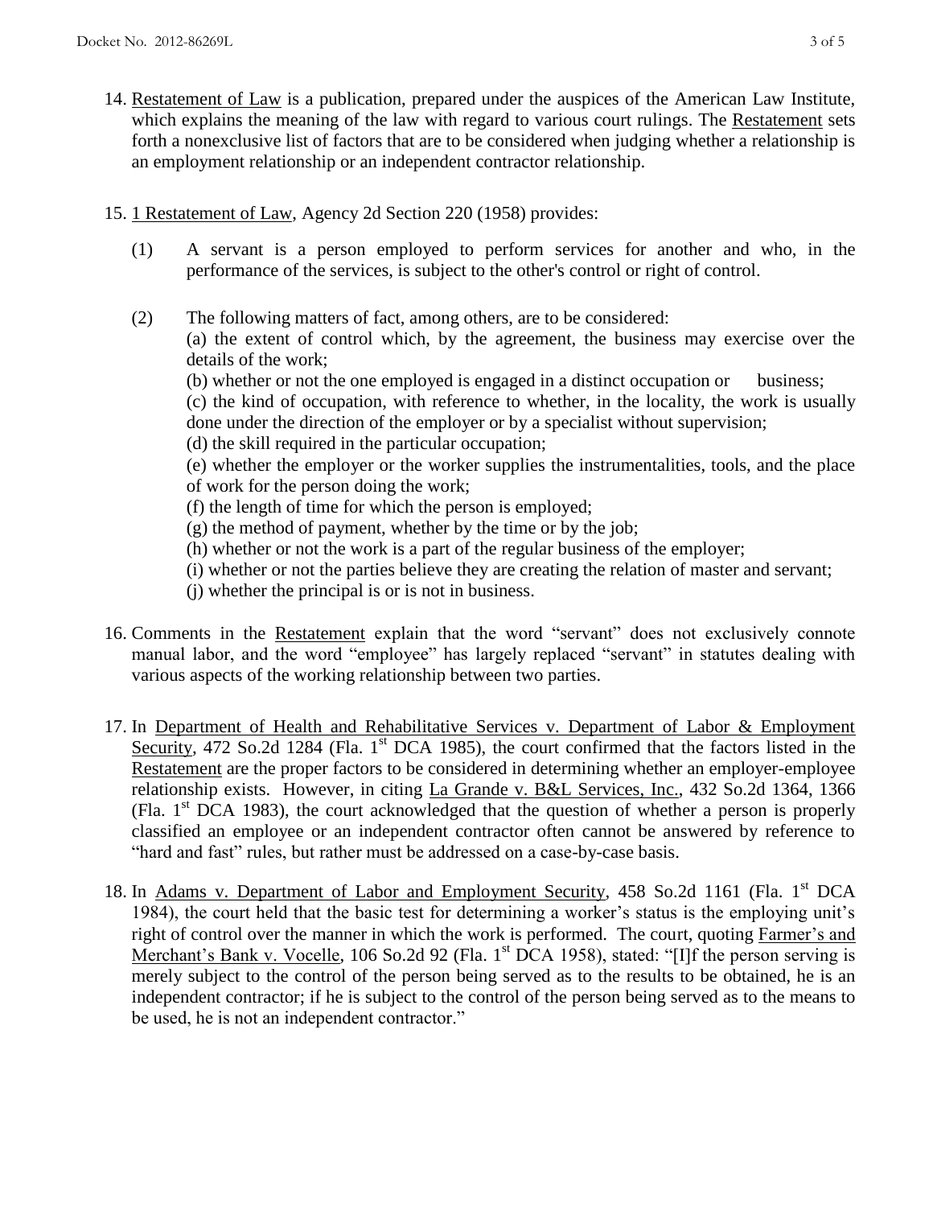14. Restatement of Law is a publication, prepared under the auspices of the American Law Institute, which explains the meaning of the law with regard to various court rulings. The Restatement sets forth a nonexclusive list of factors that are to be considered when judging whether a relationship is an employment relationship or an independent contractor relationship.

15. 1 Restatement of Law, Agency 2d Section 220 (1958) provides:

    (1) A servant is a person employed to perform services for another and who, in the performance of the services, is subject to the other's control or right of control.

    (2) The following matters of fact, among others, are to be considered:
    (a) the extent of control which, by the agreement, the business may exercise over the details of the work;
    (b) whether or not the one employed is engaged in a distinct occupation or business;
    (c) the kind of occupation, with reference to whether, in the locality, the work is usually done under the direction of the employer or by a specialist without supervision;
    (d) the skill required in the particular occupation;
    (e) whether the employer or the worker supplies the instrumentalities, tools, and the place of work for the person doing the work;
    (f) the length of time for which the person is employed;
    (g) the method of payment, whether by the time or by the job;
    (h) whether or not the work is a part of the regular business of the employer;
    (i) whether or not the parties believe they are creating the relation of master and servant;
    (j) whether the principal is or is not in business.

16. Comments in the Restatement explain that the word "servant" does not exclusively connote manual labor, and the word "employee" has largely replaced "servant" in statutes dealing with various aspects of the working relationship between two parties.

17. In Department of Health and Rehabilitative Services v. Department of Labor & Employment Security, 472 So.2d 1284 (Fla. 1st DCA 1985), the court confirmed that the factors listed in the Restatement are the proper factors to be considered in determining whether an employer-employee relationship exists. However, in citing La Grande v. B&L Services, Inc., 432 So.2d 1364, 1366 (Fla. 1st DCA 1983), the court acknowledged that the question of whether a person is properly classified an employee or an independent contractor often cannot be answered by reference to "hard and fast" rules, but rather must be addressed on a case-by-case basis.

18. In Adams v. Department of Labor and Employment Security, 458 So.2d 1161 (Fla. 1st DCA 1984), the court held that the basic test for determining a worker's status is the employing unit's right of control over the manner in which the work is performed. The court, quoting Farmer's and Merchant's Bank v. Vocelle, 106 So.2d 92 (Fla. 1st DCA 1958), stated: "[I]f the person serving is merely subject to the control of the person being served as to the results to be obtained, he is an independent contractor; if he is subject to the control of the person being served as to the means to be used, he is not an independent contractor."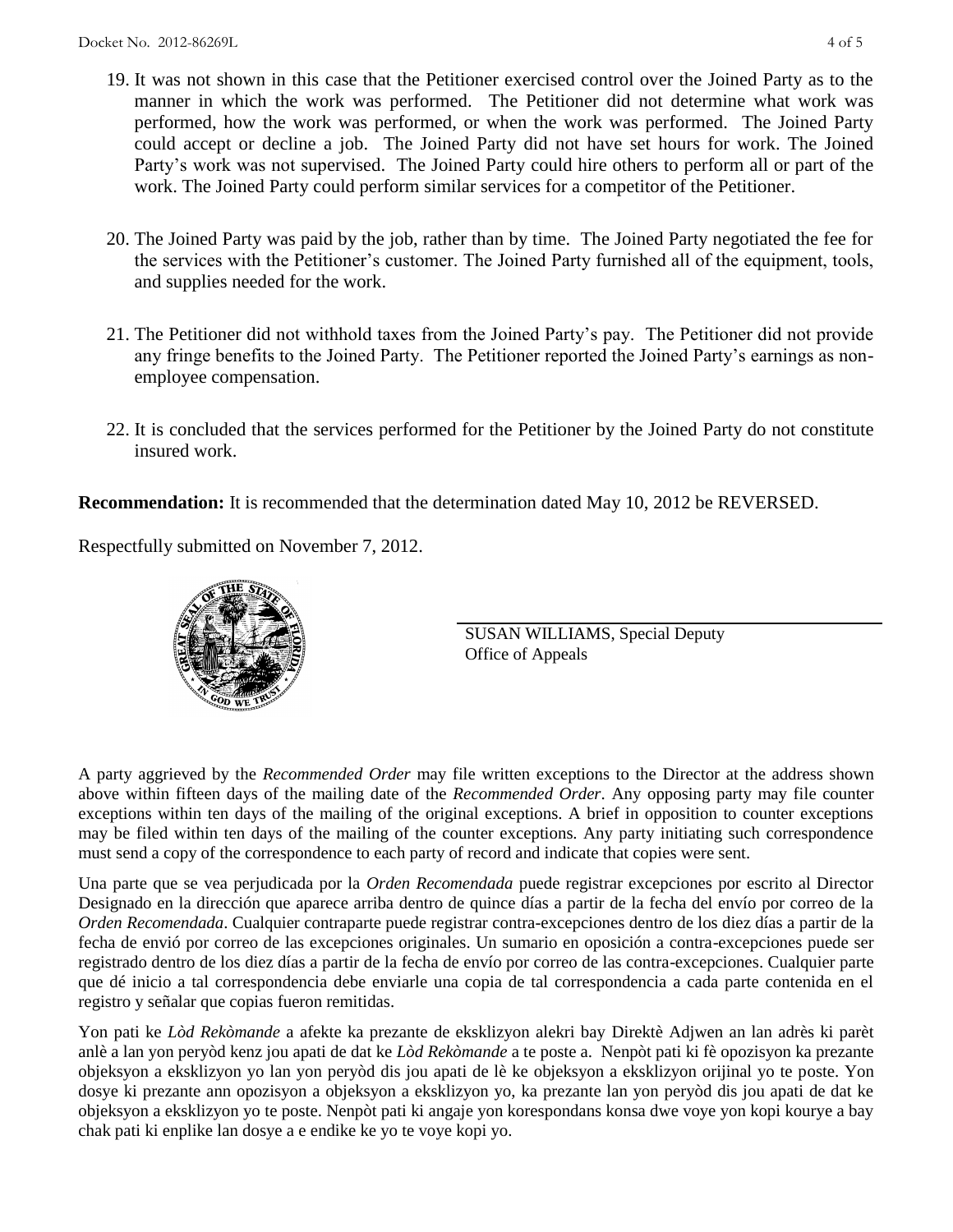19. It was not shown in this case that the Petitioner exercised control over the Joined Party as to the manner in which the work was performed. The Petitioner did not determine what work was performed, how the work was performed, or when the work was performed. The Joined Party could accept or decline a job. The Joined Party did not have set hours for work. The Joined Party's work was not supervised. The Joined Party could hire others to perform all or part of the work. The Joined Party could perform similar services for a competitor of the Petitioner.

20. The Joined Party was paid by the job, rather than by time. The Joined Party negotiated the fee for the services with the Petitioner's customer. The Joined Party furnished all of the equipment, tools, and supplies needed for the work.

21. The Petitioner did not withhold taxes from the Joined Party's pay. The Petitioner did not provide any fringe benefits to the Joined Party. The Petitioner reported the Joined Party's earnings as non-employee compensation.

22. It is concluded that the services performed for the Petitioner by the Joined Party do not constitute insured work.

**Recommendation:** It is recommended that the determination dated May 10, 2012 be REVERSED.

Respectfully submitted on November 7, 2012.

SUSAN WILLIAMS, Special Deputy
Office of Appeals

A party aggrieved by the *Recommended Order* may file written exceptions to the Director at the address shown above within fifteen days of the mailing date of the *Recommended Order*. Any opposing party may file counter exceptions within ten days of the mailing of the original exceptions. A brief in opposition to counter exceptions may be filed within ten days of the mailing of the counter exceptions. Any party initiating such correspondence must send a copy of the correspondence to each party of record and indicate that copies were sent.

Una parte que se vea perjudicada por la *Orden Recomendada* puede registrar excepciones por escrito al Director Designado en la dirección que aparece arriba dentro de quince días a partir de la fecha del envío por correo de la *Orden Recomendada*. Cualquier contraparte puede registrar contra-excepciones dentro de los diez días a partir de la fecha de envió por correo de las excepciones originales. Un sumario en oposición a contra-excepciones puede ser registrado dentro de los diez días a partir de la fecha de envío por correo de las contra-excepciones. Cualquier parte que dé inicio a tal correspondencia debe enviarle una copia de tal correspondencia a cada parte contenida en el registro y señalar que copias fueron remitidas.

Yon pati ke *Lòd Rekòmande* a afekte ka prezante de eksklizyon alekri bay Direktè Adjwen an lan adrès ki parèt anlè a lan yon peryòd kenz jou apati de dat ke *Lòd Rekòmande* a te poste a. Nenpòt pati ki fè opozisyon ka prezante objeksyon a eksklizyon yo lan yon peryòd dis jou apati de lè ke objeksyon a eksklizyon orijinal yo te poste. Yon dosye ki prezante ann opozisyon a objeksyon a eksklizyon yo, ka prezante lan yon peryòd dis jou apati de dat ke objeksyon a eksklizyon yo te poste. Nenpòt pati ki angaje yon korespondans konsa dwe voye yon kopi kourye a bay chak pati ki enplike lan dosye a e endike ke yo te voye kopi yo.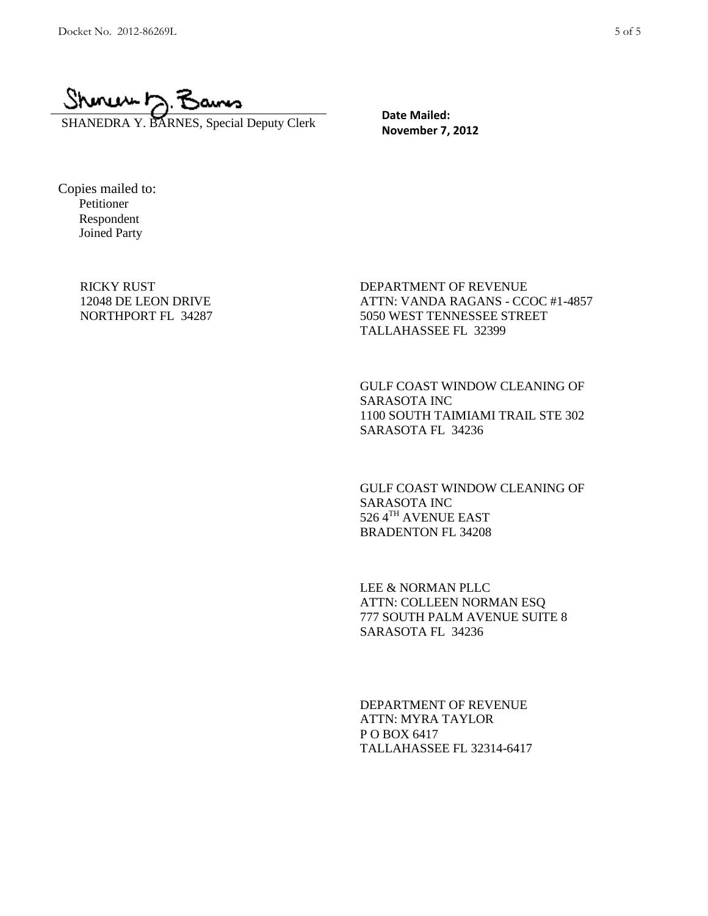SHANEDRA Y. BARNES, Special Deputy Clerk

**Date Mailed:**
**November 7, 2012**

Copies mailed to:
Petitioner
Respondent
Joined Party

RICKY RUST
12048 DE LEON DRIVE
NORTHPORT FL 34287

DEPARTMENT OF REVENUE
ATTN: VANDA RAGANS - CCOC #1-4857
5050 WEST TENNESSEE STREET
TALLAHASSEE FL 32399

GULF COAST WINDOW CLEANING OF
SARASOTA INC
1100 SOUTH TAIMIAMI TRAIL STE 302
SARASOTA FL 34236

GULF COAST WINDOW CLEANING OF
SARASOTA INC
526 4TH AVENUE EAST
BRADENTON FL 34208

LEE & NORMAN PLLC
ATTN: COLLEEN NORMAN ESQ
777 SOUTH PALM AVENUE SUITE 8
SARASOTA FL 34236

DEPARTMENT OF REVENUE
ATTN: MYRA TAYLOR
P O BOX 6417
TALLAHASSEE FL 32314-6417